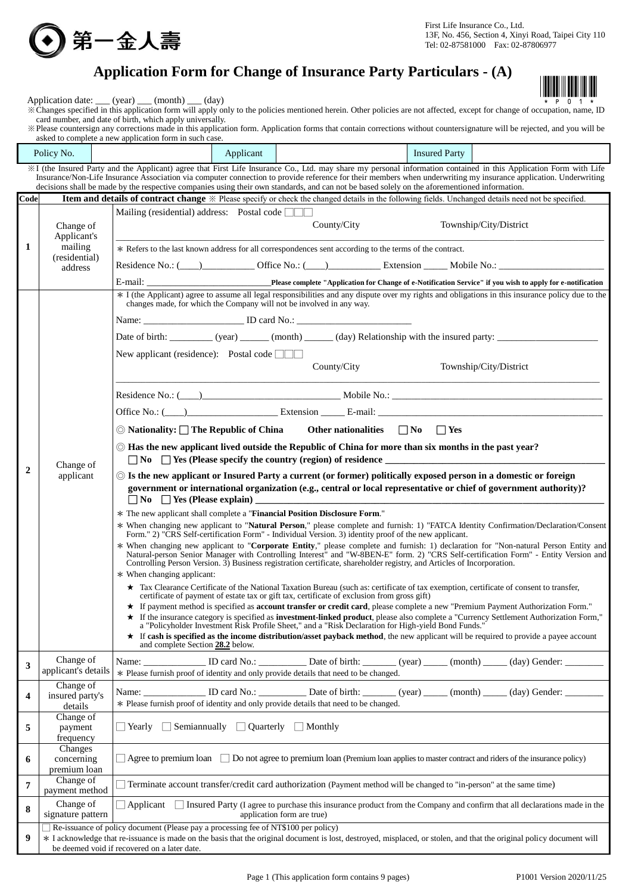第一金人壽

First Life Insurance Co., Ltd.
13F, No. 456, Section 4, Xinyi Road, Taipei City 110
Tel: 02-87581000 Fax: 02-87806977

# Application Form for Change of Insurance Party Particulars - (A)

\* P 0 1 \*

Application date: ___ (year) ___ (month) ___ (day)

※Changes specified in this application form will apply only to the policies mentioned herein. Other policies are not affected, except for change of occupation, name, ID card number, and date of birth, which apply universally.

※Please countersign any corrections made in this application form. Application forms that contain corrections without countersignature will be rejected, and you will be asked to complete a new application form in such case.

| Policy No. | | Applicant | | Insured Party | |
|---|---|---|---|---|---|

※I (the Insured Party and the Applicant) agree that First Life Insurance Co., Ltd. may share my personal information contained in this Application Form with Life Insurance/Non-Life Insurance Association via computer connection to provide reference for their members when underwriting my insurance application. Underwriting decisions shall be made by the respective companies using their own standards, and can not be based solely on the aforementioned information.

| Code | Item | Item and details of contract change ※ Please specify or check the changed details in the following fields. Unchanged details need not be specified. |
|---|---|---|
| 1 | Change of Applicant's mailing (residential) address | Mailing (residential) address: Postal code □□□ County/City Township/City/District<br>________________________________<br>\* Refers to the last known address for all correspondences sent according to the terms of the contract.<br>Residence No.: (____)__________ Office No.: (____)__________ Extension _____ Mobile No.: ______________<br>E-mail: ______________________ **Please complete "Application for Change of e-Notification Service" if you wish to apply for e-notification** |
| 2 | Change of applicant | \* I (the Applicant) agree to assume all legal responsibilities and any dispute over my rights and obligations in this insurance policy due to the changes made, for which the Company will not be involved in any way.<br>Name: ________________ ID card No.: ________________<br>Date of birth: ________ (year) ______ (month) ______ (day) Relationship with the insured party: ______________<br>New applicant (residence): Postal code □□□ County/City Township/City/District<br>________________________________<br>Residence No.: (____)______________________ Mobile No.: ______________________<br>Office No.: (____)________________ Extension _____ E-mail: ______________________<br>◎ **Nationality: □ The Republic of China Other nationalities □ No □ Yes**<br>◎ **Has the new applicant lived outside the Republic of China for more than six months in the past year?**<br>**□ No □ Yes (Please specify the country (region) of residence ______________________**<br>◎ **Is the new applicant or Insured Party a current (or former) politically exposed person in a domestic or foreign government or international organization (e.g., central or local representative or chief of government authority)?**<br>**□ No □ Yes (Please explain) ______________________**<br>\* The new applicant shall complete a "**Financial Position Disclosure Form**."<br>\* When changing new applicant to "**Natural Person**," please complete and furnish: 1) "FATCA Identity Confirmation/Declaration/Consent Form." 2) "CRS Self-certification Form" - Individual Version. 3) identity proof of the new applicant.<br>\* When changing new applicant to "**Corporate Entity**," please complete and furnish: 1) declaration for "Non-natural Person Entity and Natural-person Senior Manager with Controlling Interest" and "W-8BEN-E" form. 2) "CRS Self-certification Form" - Entity Version and Controlling Person Version. 3) Business registration certificate, shareholder registry, and Articles of Incorporation.<br>\* When changing applicant:<br>★ Tax Clearance Certificate of the National Taxation Bureau (such as: certificate of tax exemption, certificate of consent to transfer, certificate of payment of estate tax or gift tax, certificate of exclusion from gross gift)<br>★ If payment method is specified as **account transfer or credit card**, please complete a new "Premium Payment Authorization Form."<br>★ If the insurance category is specified as **investment-linked product**, please also complete a "Currency Settlement Authorization Form," a "Policyholder Investment Risk Profile Sheet," and a "Risk Declaration for High-yield Bond Funds."<br>★ If **cash is specified as the income distribution/asset payback method**, the new applicant will be required to provide a payee account and complete Section **28.2** below. |
| 3 | Change of applicant's details | Name: __________ ID card No.: ________ Date of birth: ______ (year) _____ (month) _____ (day) Gender: ______<br>\* Please furnish proof of identity and only provide details that need to be changed. |
| 4 | Change of insured party's details | Name: __________ ID card No.: ________ Date of birth: ______ (year) _____ (month) _____ (day) Gender: ______<br>\* Please furnish proof of identity and only provide details that need to be changed. |
| 5 | Change of payment frequency | □ Yearly □ Semiannually □ Quarterly □ Monthly |
| 6 | Changes concerning premium loan | □ Agree to premium loan □ Do not agree to premium loan (Premium loan applies to master contract and riders of the insurance policy) |
| 7 | Change of payment method | □ Terminate account transfer/credit card authorization (Payment method will be changed to "in-person" at the same time) |
| 8 | Change of signature pattern | □ Applicant □ Insured Party (I agree to purchase this insurance product from the Company and confirm that all declarations made in the application form are true) |
| 9 | | □ Re-issuance of policy document (Please pay a processing fee of NT$100 per policy)<br>\* I acknowledge that re-issuance is made on the basis that the original document is lost, destroyed, misplaced, or stolen, and that the original policy document will be deemed void if recovered on a later date. |

Page 1 (This application form contains 9 pages) P1001 Version 2020/11/25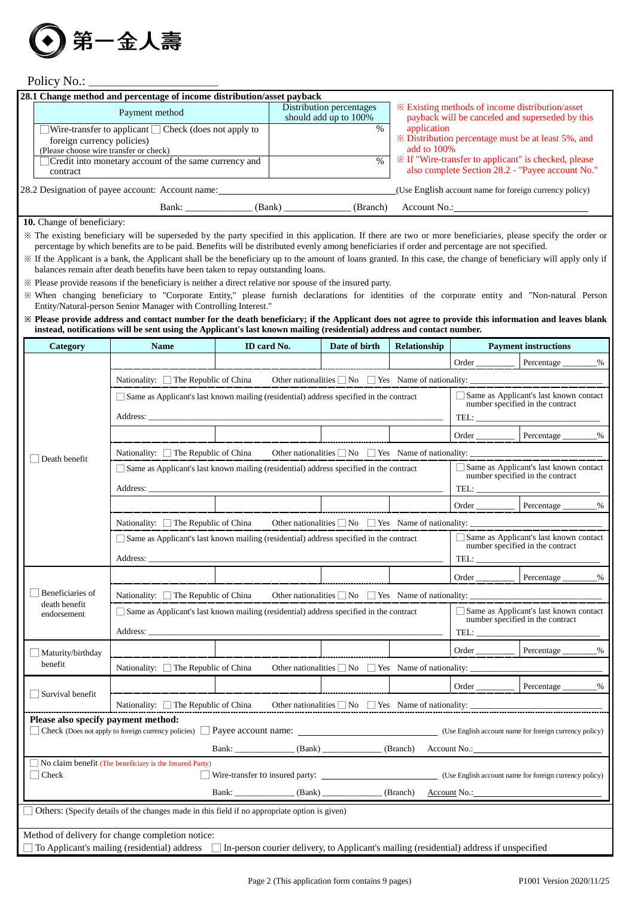第一金人壽

Policy No.: ____________________

**28.1 Change method and percentage of income distribution/asset payback**

| Payment method | Distribution percentages should add up to 100% |
|---|---|
| ☐Wire-transfer to applicant ☐ Check (does not apply to foreign currency policies) (Please choose wire transfer or check) | % |
| ☐Credit into monetary account of the same currency and contract | % |

※ Existing methods of income distribution/asset payback will be canceled and superseded by this application
※ Distribution percentage must be at least 5%, and add to 100%
※ If "Wire-transfer to applicant" is checked, please also complete Section 28.2 - "Payee account No."

28.2 Designation of payee account: Account name:________________________________(Use English account name for foreign currency policy)

Bank: ____________ (Bank) ____________ (Branch) Account No.:____________________

**10.** Change of beneficiary:

※ The existing beneficiary will be superseded by the party specified in this application. If there are two or more beneficiaries, please specify the order or percentage by which benefits are to be paid. Benefits will be distributed evenly among beneficiaries if order and percentage are not specified.

※ If the Applicant is a bank, the Applicant shall be the beneficiary up to the amount of loans granted. In this case, the change of beneficiary will apply only if balances remain after death benefits have been taken to repay outstanding loans.

※ Please provide reasons if the beneficiary is neither a direct relative nor spouse of the insured party.

※ When changing beneficiary to "Corporate Entity," please furnish declarations for identities of the corporate entity and "Non-natural Person Entity/Natural-person Senior Manager with Controlling Interest."

※ **Please provide address and contact number for the death beneficiary; if the Applicant does not agree to provide this information and leaves blank instead, notifications will be sent using the Applicant's last known mailing (residential) address and contact number.**

| Category | Name | ID card No. | Date of birth | Relationship | Payment instructions |
|---|---|---|---|---|---|
| ☐ Death benefit | | | | | Order ______ Percentage ______% |
| | Nationality: ☐ The Republic of China Other nationalities ☐ No ☐ Yes Name of nationality: ____________ | | | | |
| | ☐ Same as Applicant's last known mailing (residential) address specified in the contract<br>Address: ____________ | | | | ☐ Same as Applicant's last known contact number specified in the contract<br>TEL: ____________ |
| | | | | | Order ______ Percentage ______% |
| | Nationality: ☐ The Republic of China Other nationalities ☐ No ☐ Yes Name of nationality: ____________ | | | | |
| | ☐ Same as Applicant's last known mailing (residential) address specified in the contract<br>Address: ____________ | | | | ☐ Same as Applicant's last known contact number specified in the contract<br>TEL: ____________ |
| | | | | | Order ______ Percentage ______% |
| | Nationality: ☐ The Republic of China Other nationalities ☐ No ☐ Yes Name of nationality: ____________ | | | | |
| | ☐ Same as Applicant's last known mailing (residential) address specified in the contract<br>Address: ____________ | | | | ☐ Same as Applicant's last known contact number specified in the contract<br>TEL: ____________ |
| ☐ Beneficiaries of death benefit endorsement | | | | | Order ______ Percentage ______% |
| | Nationality: ☐ The Republic of China Other nationalities ☐ No ☐ Yes Name of nationality: ____________ | | | | |
| | ☐ Same as Applicant's last known mailing (residential) address specified in the contract<br>Address: ____________ | | | | ☐ Same as Applicant's last known contact number specified in the contract<br>TEL: ____________ |
| ☐ Maturity/birthday benefit | | | | | Order ______ Percentage ______% |
| | Nationality: ☐ The Republic of China Other nationalities ☐ No ☐ Yes Name of nationality: ____________ | | | | |
| ☐ Survival benefit | | | | | Order ______ Percentage ______% |
| | Nationality: ☐ The Republic of China Other nationalities ☐ No ☐ Yes Name of nationality: ____________ | | | | |

**Please also specify payment method:**

☐ Check (Does not apply to foreign currency policies) ☐ Payee account name: ____________ (Use English account name for foreign currency policy)

Bank: ____________ (Bank) ____________ (Branch) Account No.:____________

☐ No claim benefit (The beneficiary is the Insured Party)

☐ Check ☐ Wire-transfer to insured party: ____________ (Use English account name for foreign currency policy)

Bank: ____________ (Bank) ____________ (Branch) Account No.:____________

☐ Others: (Specify details of the changes made in this field if no appropriate option is given)

Method of delivery for change completion notice:

☐ To Applicant's mailing (residential) address ☐ In-person courier delivery, to Applicant's mailing (residential) address if unspecified

P1001 Version 2020/11/25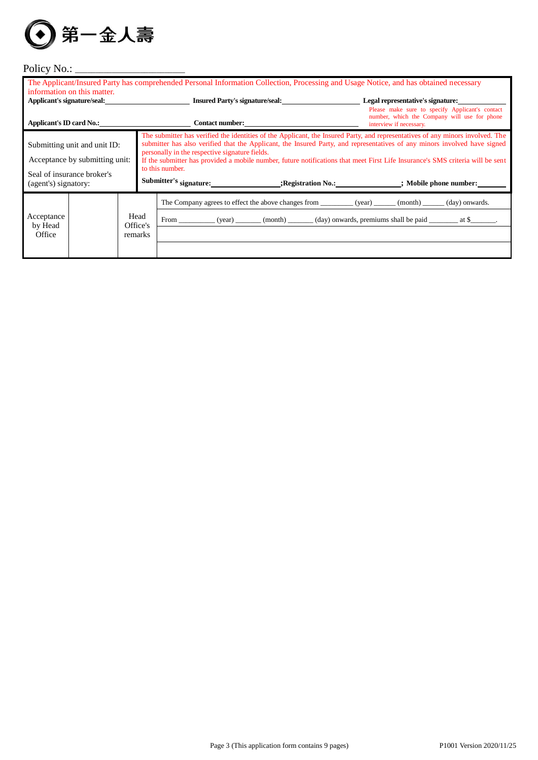第一金人壽

Policy No.: ______________________

| |
|---|
| The Applicant/Insured Party has comprehended Personal Information Collection, Processing and Usage Notice, and has obtained necessary information on this matter.<br>**Applicant's signature/seal:**______________________ **Insured Party's signature/seal:**______________________ **Legal representative's signature:**____________<br>Please make sure to specify Applicant's contact number, which the Company will use for phone interview if necessary.<br>**Applicant's ID card No.:**______________________ **Contact number:**______________________ |

| | |
|---|---|
| Submitting unit and unit ID:<br>Acceptance by submitting unit:<br>Seal of insurance broker's (agent's) signatory: | The submitter has verified the identities of the Applicant, the Insured Party, and representatives of any minors involved. The submitter has also verified that the Applicant, the Insured Party, and representatives of any minors involved have signed personally in the respective signature fields.<br>If the submitter has provided a mobile number, future notifications that meet First Life Insurance's SMS criteria will be sent to this number.<br>**Submitter's signature:**________________**;Registration No.:**________________**; Mobile phone number:**________ |

| Acceptance by Head Office | | Head Office's remarks | The Company agrees to effect the above changes from ________ (year) ______ (month) ______ (day) onwards. |
|---|---|---|---|
| | | | From _________ (year) _______ (month) _______ (day) onwards, premiums shall be paid ________ at $_______. |
| | | | |
| | | | |

P1001 Version 2020/11/25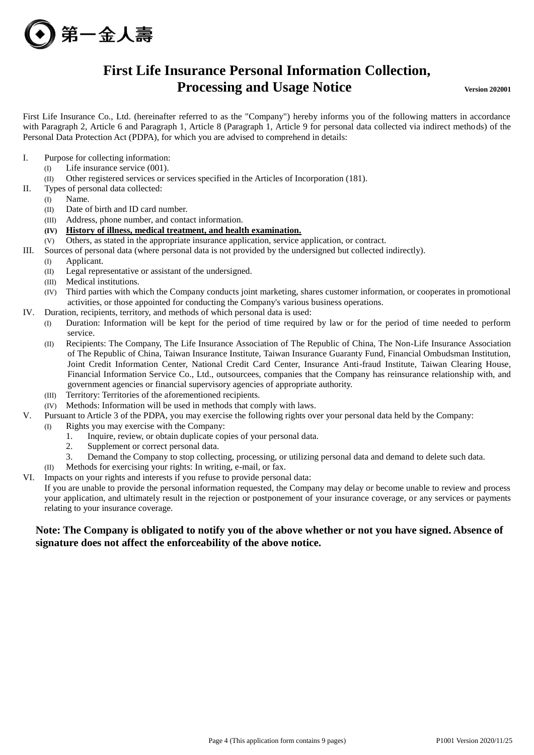第一金人壽

# First Life Insurance Personal Information Collection, Processing and Usage Notice

Version 202001

First Life Insurance Co., Ltd. (hereinafter referred to as the "Company") hereby informs you of the following matters in accordance with Paragraph 2, Article 6 and Paragraph 1, Article 8 (Paragraph 1, Article 9 for personal data collected via indirect methods) of the Personal Data Protection Act (PDPA), for which you are advised to comprehend in details:

I. Purpose for collecting information:
   (I) Life insurance service (001).
   (II) Other registered services or services specified in the Articles of Incorporation (181).

II. Types of personal data collected:
   (I) Name.
   (II) Date of birth and ID card number.
   (III) Address, phone number, and contact information.
   **(IV) History of illness, medical treatment, and health examination.**
   (V) Others, as stated in the appropriate insurance application, service application, or contract.

III. Sources of personal data (where personal data is not provided by the undersigned but collected indirectly).
   (I) Applicant.
   (II) Legal representative or assistant of the undersigned.
   (III) Medical institutions.
   (IV) Third parties with which the Company conducts joint marketing, shares customer information, or cooperates in promotional activities, or those appointed for conducting the Company's various business operations.

IV. Duration, recipients, territory, and methods of which personal data is used:
   (I) Duration: Information will be kept for the period of time required by law or for the period of time needed to perform service.
   (II) Recipients: The Company, The Life Insurance Association of The Republic of China, The Non-Life Insurance Association of The Republic of China, Taiwan Insurance Institute, Taiwan Insurance Guaranty Fund, Financial Ombudsman Institution, Joint Credit Information Center, National Credit Card Center, Insurance Anti-fraud Institute, Taiwan Clearing House, Financial Information Service Co., Ltd., outsourcees, companies that the Company has reinsurance relationship with, and government agencies or financial supervisory agencies of appropriate authority.
   (III) Territory: Territories of the aforementioned recipients.
   (IV) Methods: Information will be used in methods that comply with laws.

V. Pursuant to Article 3 of the PDPA, you may exercise the following rights over your personal data held by the Company:
   (I) Rights you may exercise with the Company:
      1. Inquire, review, or obtain duplicate copies of your personal data.
      2. Supplement or correct personal data.
      3. Demand the Company to stop collecting, processing, or utilizing personal data and demand to delete such data.
   (II) Methods for exercising your rights: In writing, e-mail, or fax.

VI. Impacts on your rights and interests if you refuse to provide personal data:
   If you are unable to provide the personal information requested, the Company may delay or become unable to review and process your application, and ultimately result in the rejection or postponement of your insurance coverage, or any services or payments relating to your insurance coverage.

**Note: The Company is obligated to notify you of the above whether or not you have signed. Absence of signature does not affect the enforceability of the above notice.**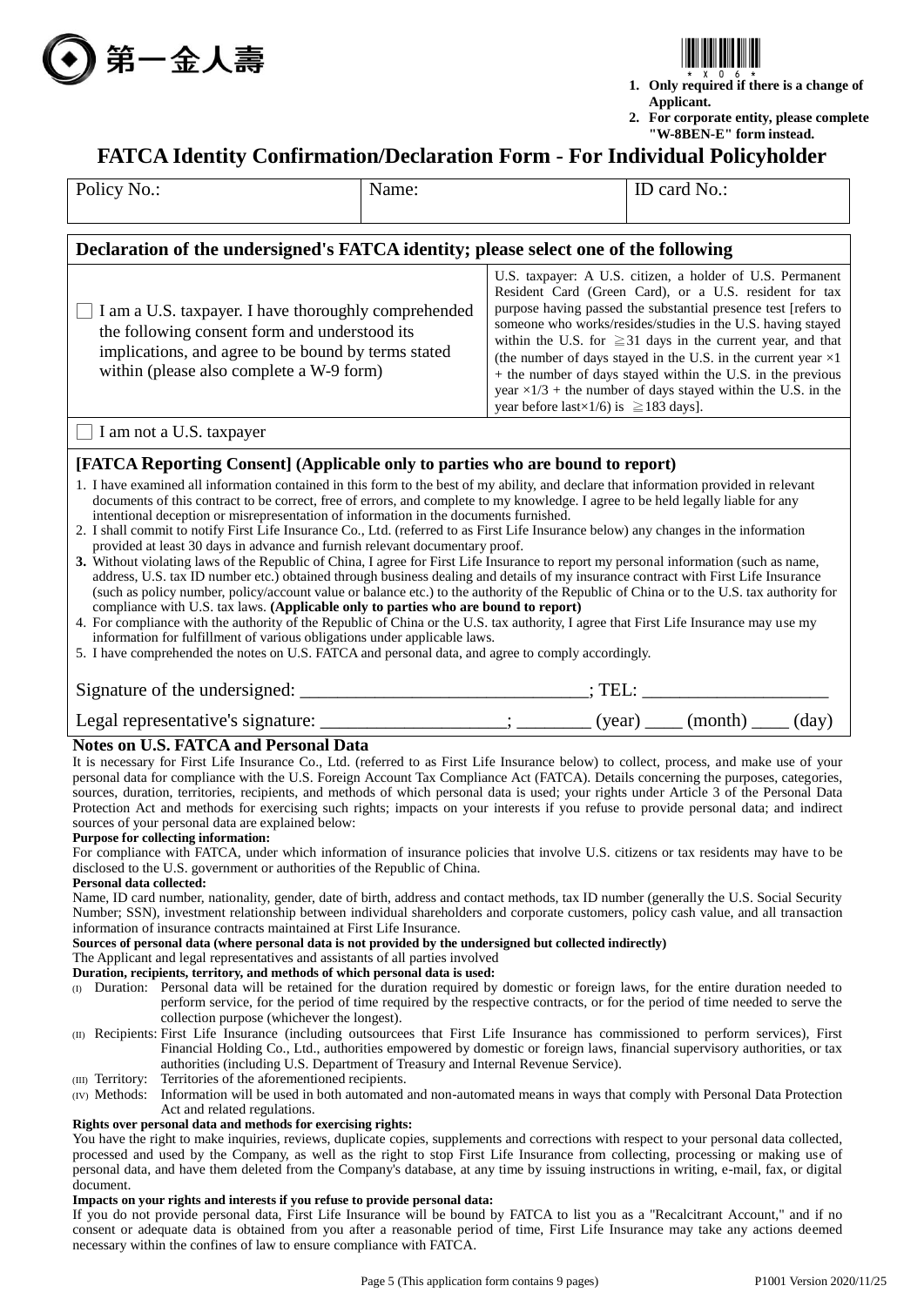第一金人壽

1. **Only required if there is a change of Applicant.**
2. **For corporate entity, please complete "W-8BEN-E" form instead.**

# FATCA Identity Confirmation/Declaration Form - For Individual Policyholder

| Policy No.: | Name: | ID card No.: |
|---|---|---|
| | | |

**Declaration of the undersigned's FATCA identity; please select one of the following**

| | |
|---|---|
| ☐ I am a U.S. taxpayer. I have thoroughly comprehended the following consent form and understood its implications, and agree to be bound by terms stated within (please also complete a W-9 form) | U.S. taxpayer: A U.S. citizen, a holder of U.S. Permanent Resident Card (Green Card), or a U.S. resident for tax purpose having passed the substantial presence test [refers to someone who works/resides/studies in the U.S. having stayed within the U.S. for ≧31 days in the current year, and that (the number of days stayed in the U.S. in the current year ×1 + the number of days stayed within the U.S. in the previous year ×1/3 + the number of days stayed within the U.S. in the year before last×1/6) is ≧183 days]. |

☐ I am not a U.S. taxpayer

**[FATCA Reporting Consent] (Applicable only to parties who are bound to report)**

1. I have examined all information contained in this form to the best of my ability, and declare that information provided in relevant documents of this contract to be correct, free of errors, and complete to my knowledge. I agree to be held legally liable for any intentional deception or misrepresentation of information in the documents furnished.
2. I shall commit to notify First Life Insurance Co., Ltd. (referred to as First Life Insurance below) any changes in the information provided at least 30 days in advance and furnish relevant documentary proof.
3. Without violating laws of the Republic of China, I agree for First Life Insurance to report my personal information (such as name, address, U.S. tax ID number etc.) obtained through business dealing and details of my insurance contract with First Life Insurance (such as policy number, policy/account value or balance etc.) to the authority of the Republic of China or to the U.S. tax authority for compliance with U.S. tax laws. **(Applicable only to parties who are bound to report)**
4. For compliance with the authority of the Republic of China or the U.S. tax authority, I agree that First Life Insurance may use my information for fulfillment of various obligations under applicable laws.
5. I have comprehended the notes on U.S. FATCA and personal data, and agree to comply accordingly.

Signature of the undersigned: ______________________________; TEL: ____________________

Legal representative's signature: ____________________; ________ (year) ____ (month) ____ (day)

**Notes on U.S. FATCA and Personal Data**

It is necessary for First Life Insurance Co., Ltd. (referred to as First Life Insurance below) to collect, process, and make use of your personal data for compliance with the U.S. Foreign Account Tax Compliance Act (FATCA). Details concerning the purposes, categories, sources, duration, territories, recipients, and methods of which personal data is used; your rights under Article 3 of the Personal Data Protection Act and methods for exercising such rights; impacts on your interests if you refuse to provide personal data; and indirect sources of your personal data are explained below:

**Purpose for collecting information:**

For compliance with FATCA, under which information of insurance policies that involve U.S. citizens or tax residents may have to be disclosed to the U.S. government or authorities of the Republic of China.

**Personal data collected:**

Name, ID card number, nationality, gender, date of birth, address and contact methods, tax ID number (generally the U.S. Social Security Number; SSN), investment relationship between individual shareholders and corporate customers, policy cash value, and all transaction information of insurance contracts maintained at First Life Insurance.

**Sources of personal data (where personal data is not provided by the undersigned but collected indirectly)**

The Applicant and legal representatives and assistants of all parties involved

**Duration, recipients, territory, and methods of which personal data is used:**

(I) Duration: Personal data will be retained for the duration required by domestic or foreign laws, for the entire duration needed to perform service, for the period of time required by the respective contracts, or for the period of time needed to serve the collection purpose (whichever the longest).

(II) Recipients: First Life Insurance (including outsourcees that First Life Insurance has commissioned to perform services), First Financial Holding Co., Ltd., authorities empowered by domestic or foreign laws, financial supervisory authorities, or tax authorities (including U.S. Department of Treasury and Internal Revenue Service).

(III) Territory: Territories of the aforementioned recipients.

(IV) Methods: Information will be used in both automated and non-automated means in ways that comply with Personal Data Protection Act and related regulations.

**Rights over personal data and methods for exercising rights:**

You have the right to make inquiries, reviews, duplicate copies, supplements and corrections with respect to your personal data collected, processed and used by the Company, as well as the right to stop First Life Insurance from collecting, processing or making use of personal data, and have them deleted from the Company's database, at any time by issuing instructions in writing, e-mail, fax, or digital document.

**Impacts on your rights and interests if you refuse to provide personal data:**

If you do not provide personal data, First Life Insurance will be bound by FATCA to list you as a "Recalcitrant Account," and if no consent or adequate data is obtained from you after a reasonable period of time, First Life Insurance may take any actions deemed necessary within the confines of law to ensure compliance with FATCA.

P1001 Version 2020/11/25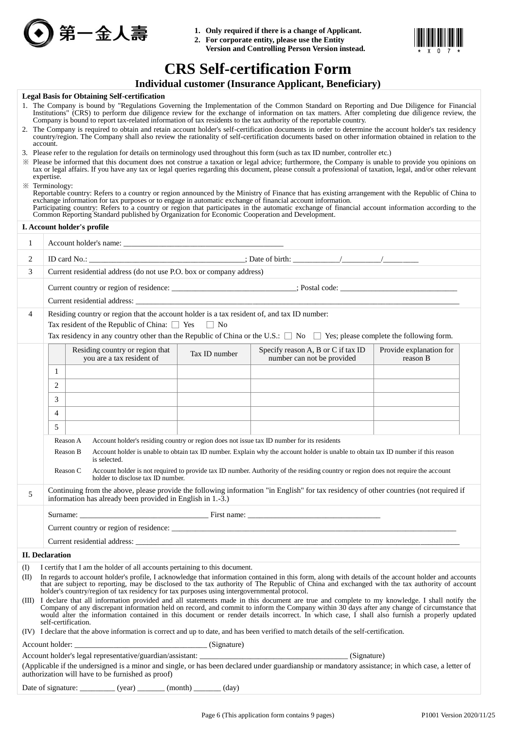第一金人壽

1. **Only required if there is a change of Applicant.**
2. **For corporate entity, please use the Entity Version and Controlling Person Version instead.**

\* X 0 7 \*

# CRS Self-certification Form

## Individual customer (Insurance Applicant, Beneficiary)

**Legal Basis for Obtaining Self-certification**

1. The Company is bound by "Regulations Governing the Implementation of the Common Standard on Reporting and Due Diligence for Financial Institutions" (CRS) to perform due diligence review for the exchange of information on tax matters. After completing due diligence review, the Company is bound to report tax-related information of tax residents to the tax authority of the reportable country.
2. The Company is required to obtain and retain account holder's self-certification documents in order to determine the account holder's tax residency country/region. The Company shall also review the rationality of self-certification documents based on other information obtained in relation to the account.
3. Please refer to the regulation for details on terminology used throughout this form (such as tax ID number, controller etc.)

※ Please be informed that this document does not construe a taxation or legal advice; furthermore, the Company is unable to provide you opinions on tax or legal affairs. If you have any tax or legal queries regarding this document, please consult a professional of taxation, legal, and/or other relevant expertise.

※ Terminology:
Reportable country: Refers to a country or region announced by the Ministry of Finance that has existing arrangement with the Republic of China to exchange information for tax purposes or to engage in automatic exchange of financial account information.
Participating country: Refers to a country or region that participates in the automatic exchange of financial account information according to the Common Reporting Standard published by Organization for Economic Cooperation and Development.

**I. Account holder's profile**

1 Account holder's name: ________________________________________

2 ID card No.: ______________________________________; Date of birth: ___________/__________/_________

3 Current residential address (do not use P.O. box or company address)

Current country or region of residence: _______________________________; Postal code: _____________________________

Current residential address: ___________________________________________________________________________

4 Residing country or region that the account holder is a tax resident of, and tax ID number:

Tax resident of the Republic of China: ☐ Yes ☐ No

Tax residency in any country other than the Republic of China or the U.S.: ☐ No ☐ Yes; please complete the following form.

| | Residing country or region that you are a tax resident of | Tax ID number | Specify reason A, B or C if tax ID number can not be provided | Provide explanation for reason B |
|---|---|---|---|---|
| 1 | | | | |
| 2 | | | | |
| 3 | | | | |
| 4 | | | | |
| 5 | | | | |

Reason A Account holder's residing country or region does not issue tax ID number for its residents

Reason B Account holder is unable to obtain tax ID number. Explain why the account holder is unable to obtain tax ID number if this reason is selected.

Reason C Account holder is not required to provide tax ID number. Authority of the residing country or region does not require the account holder to disclose tax ID number.

5 Continuing from the above, please provide the following information "in English" for tax residency of other countries (not required if information has already been provided in English in 1.-3.)

Surname: ________________________________ First name: _________________________________

Current country or region of residence: ___________________________________________________________________

Current residential address: ___________________________________________________________________________

**II. Declaration**

(I) I certify that I am the holder of all accounts pertaining to this document.

(II) In regards to account holder's profile, I acknowledge that information contained in this form, along with details of the account holder and accounts that are subject to reporting, may be disclosed to the tax authority of The Republic of China and exchanged with the tax authority of account holder's country/region of tax residency for tax purposes using intergovernmental protocol.

(III) I declare that all information provided and all statements made in this document are true and complete to my knowledge. I shall notify the Company of any discrepant information held on record, and commit to inform the Company within 30 days after any change of circumstance that would alter the information contained in this document or render details incorrect. In which case, I shall also furnish a properly updated self-certification.

(IV) I declare that the above information is correct and up to date, and has been verified to match details of the self-certification.

Account holder: _________________________________ (Signature)

Account holder's legal representative/guardian/assistant: ______________________________________ (Signature)

(Applicable if the undersigned is a minor and single, or has been declared under guardianship or mandatory assistance; in which case, a letter of authorization will have to be furnished as proof)

Date of signature: _________ (year) _______ (month) _______ (day)

P1001 Version 2020/11/25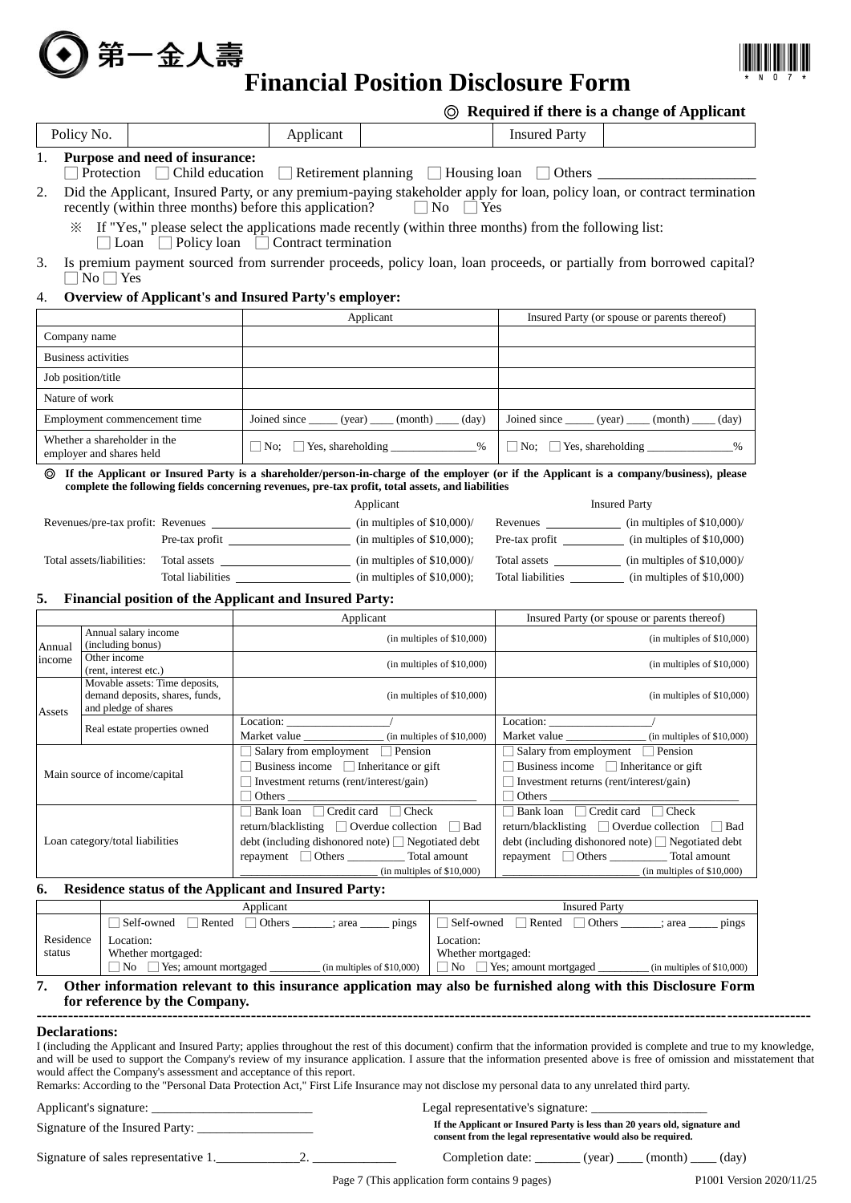第一金人壽

# Financial Position Disclosure Form

◎ **Required if there is a change of Applicant**

| Policy No. | | Applicant | | Insured Party | |
|---|---|---|---|---|---|

1. **Purpose and need of insurance:**
   ☐ Protection ☐ Child education ☐ Retirement planning ☐ Housing loan ☐ Others ______________________
2. Did the Applicant, Insured Party, or any premium-paying stakeholder apply for loan, policy loan, or contract termination recently (within three months) before this application? ☐ No ☐ Yes
   ※ If "Yes," please select the applications made recently (within three months) from the following list:
   ☐ Loan ☐ Policy loan ☐ Contract termination
3. Is premium payment sourced from surrender proceeds, policy loan, loan proceeds, or partially from borrowed capital?
   ☐ No ☐ Yes
4. **Overview of Applicant's and Insured Party's employer:**

| | Applicant | Insured Party (or spouse or parents thereof) |
|---|---|---|
| Company name | | |
| Business activities | | |
| Job position/title | | |
| Nature of work | | |
| Employment commencement time | Joined since _____ (year) ____ (month) ____ (day) | Joined since _____ (year) ____ (month) ____ (day) |
| Whether a shareholder in the employer and shares held | ☐ No; ☐ Yes, shareholding _______________% | ☐ No; ☐ Yes, shareholding _______________% |

◎ **If the Applicant or Insured Party is a shareholder/person-in-charge of the employer (or if the Applicant is a company/business), please complete the following fields concerning revenues, pre-tax profit, total assets, and liabilities**

| | Applicant | Insured Party |
|---|---|---|
| Revenues/pre-tax profit: | Revenues ____________ (in multiples of $10,000)/ | Revenues ____________ (in multiples of $10,000)/ |
| | Pre-tax profit ____________ (in multiples of $10,000); | Pre-tax profit ____________ (in multiples of $10,000) |
| Total assets/liabilities: | Total assets ____________ (in multiples of $10,000)/ | Total assets ____________ (in multiples of $10,000)/ |
| | Total liabilities ____________ (in multiples of $10,000); | Total liabilities ____________ (in multiples of $10,000) |

5. **Financial position of the Applicant and Insured Party:**

| | | Applicant | Insured Party (or spouse or parents thereof) |
|---|---|---|---|
| Annual income | Annual salary income (including bonus) | (in multiples of $10,000) | (in multiples of $10,000) |
| | Other income (rent, interest etc.) | (in multiples of $10,000) | (in multiples of $10,000) |
| Assets | Movable assets: Time deposits, demand deposits, shares, funds, and pledge of shares | (in multiples of $10,000) | (in multiples of $10,000) |
| | Real estate properties owned | Location: _________________/ Market value ______________ (in multiples of $10,000) | Location: _________________/ Market value ______________ (in multiples of $10,000) |
| Main source of income/capital | | ☐ Salary from employment ☐ Pension ☐ Business income ☐ Inheritance or gift ☐ Investment returns (rent/interest/gain) ☐ Others ______________ | ☐ Salary from employment ☐ Pension ☐ Business income ☐ Inheritance or gift ☐ Investment returns (rent/interest/gain) ☐ Others ______________ |
| Loan category/total liabilities | | ☐ Bank loan ☐ Credit card ☐ Check return/blacklisting ☐ Overdue collection ☐ Bad debt (including dishonored note) ☐ Negotiated debt repayment ☐ Others _________ Total amount ________________________ (in multiples of $10,000) | ☐ Bank loan ☐ Credit card ☐ Check return/blacklisting ☐ Overdue collection ☐ Bad debt (including dishonored note) ☐ Negotiated debt repayment ☐ Others _________ Total amount ________________________ (in multiples of $10,000) |

6. **Residence status of the Applicant and Insured Party:**

| | Applicant | Insured Party |
|---|---|---|
| Residence status | ☐ Self-owned ☐ Rented ☐ Others _______; area _____ pings<br>Location:<br>Whether mortgaged:<br>☐ No ☐ Yes; amount mortgaged ________ (in multiples of $10,000) | ☐ Self-owned ☐ Rented ☐ Others _______; area _____ pings<br>Location:<br>Whether mortgaged:<br>☐ No ☐ Yes; amount mortgaged ________ (in multiples of $10,000) |

7. **Other information relevant to this insurance application may also be furnished along with this Disclosure Form for reference by the Company.**

---

**Declarations:**

I (including the Applicant and Insured Party; applies throughout the rest of this document) confirm that the information provided is complete and true to my knowledge, and will be used to support the Company's review of my insurance application. I assure that the information presented above is free of omission and misstatement that would affect the Company's assessment and acceptance of this report.

Remarks: According to the "Personal Data Protection Act," First Life Insurance may not disclose my personal data to any unrelated third party.

Applicant's signature: ________________________

Legal representative's signature: _________________

Signature of the Insured Party: __________________

**If the Applicant or Insured Party is less than 20 years old, signature and consent from the legal representative would also be required.**

Signature of sales representative 1.____________2. ____________

Completion date: _______ (year) ____ (month) ____ (day)

P1001 Version 2020/11/25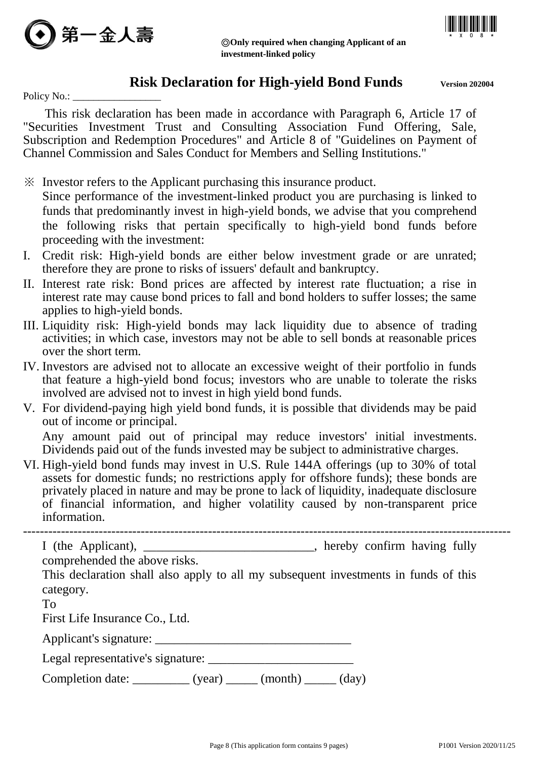第一金人壽

◎**Only required when changing Applicant of an investment-linked policy**

# Risk Declaration for High-yield Bond Funds

**Version 202004**

Policy No.: ________________

This risk declaration has been made in accordance with Paragraph 6, Article 17 of "Securities Investment Trust and Consulting Association Fund Offering, Sale, Subscription and Redemption Procedures" and Article 8 of "Guidelines on Payment of Channel Commission and Sales Conduct for Members and Selling Institutions."

※ Investor refers to the Applicant purchasing this insurance product.
Since performance of the investment-linked product you are purchasing is linked to funds that predominantly invest in high-yield bonds, we advise that you comprehend the following risks that pertain specifically to high-yield bond funds before proceeding with the investment:

I. Credit risk: High-yield bonds are either below investment grade or are unrated; therefore they are prone to risks of issuers' default and bankruptcy.

II. Interest rate risk: Bond prices are affected by interest rate fluctuation; a rise in interest rate may cause bond prices to fall and bond holders to suffer losses; the same applies to high-yield bonds.

III. Liquidity risk: High-yield bonds may lack liquidity due to absence of trading activities; in which case, investors may not be able to sell bonds at reasonable prices over the short term.

IV. Investors are advised not to allocate an excessive weight of their portfolio in funds that feature a high-yield bond focus; investors who are unable to tolerate the risks involved are advised not to invest in high yield bond funds.

V. For dividend-paying high yield bond funds, it is possible that dividends may be paid out of income or principal.
Any amount paid out of principal may reduce investors' initial investments. Dividends paid out of the funds invested may be subject to administrative charges.

VI. High-yield bond funds may invest in U.S. Rule 144A offerings (up to 30% of total assets for domestic funds; no restrictions apply for offshore funds); these bonds are privately placed in nature and may be prone to lack of liquidity, inadequate disclosure of financial information, and higher volatility caused by non-transparent price information.

---

I (the Applicant), ___________________________, hereby confirm having fully comprehended the above risks.

This declaration shall also apply to all my subsequent investments in funds of this category.

To

First Life Insurance Co., Ltd.

Applicant's signature: _______________________________

Legal representative's signature: _______________________

Completion date: _________ (year) _____ (month) _____ (day)

P1001 Version 2020/11/25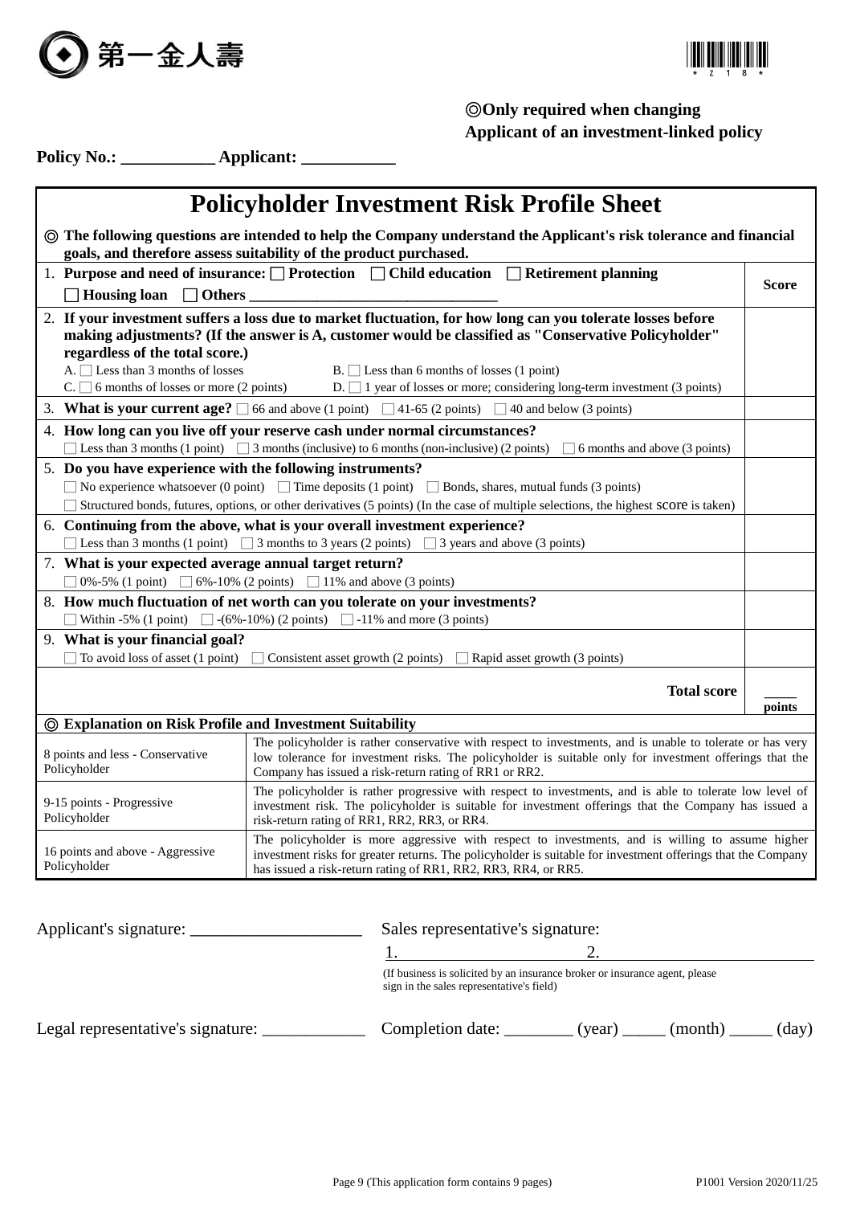第一金人壽

* Z 1 8 *

**◎Only required when changing Applicant of an investment-linked policy**

**Policy No.: ___________ Applicant: ___________**

# Policyholder Investment Risk Profile Sheet

**◎ The following questions are intended to help the Company understand the Applicant's risk tolerance and financial goals, and therefore assess suitability of the product purchased.**

| | Score |
|---|---|
| 1. **Purpose and need of insurance:** ☐ **Protection** ☐ **Child education** ☐ **Retirement planning** ☐ **Housing loan** ☐ **Others** ________________________________ | |
| 2. **If your investment suffers a loss due to market fluctuation, for how long can you tolerate losses before making adjustments? (If the answer is A, customer would be classified as "Conservative Policyholder" regardless of the total score.)** A. ☐ Less than 3 months of losses B. ☐ Less than 6 months of losses (1 point) C. ☐ 6 months of losses or more (2 points) D. ☐ 1 year of losses or more; considering long-term investment (3 points) | |
| 3. **What is your current age?** ☐ 66 and above (1 point) ☐ 41-65 (2 points) ☐ 40 and below (3 points) | |
| 4. **How long can you live off your reserve cash under normal circumstances?** ☐ Less than 3 months (1 point) ☐ 3 months (inclusive) to 6 months (non-inclusive) (2 points) ☐ 6 months and above (3 points) | |
| 5. **Do you have experience with the following instruments?** ☐ No experience whatsoever (0 point) ☐ Time deposits (1 point) ☐ Bonds, shares, mutual funds (3 points) ☐ Structured bonds, futures, options, or other derivatives (5 points) (In the case of multiple selections, the highest score is taken) | |
| 6. **Continuing from the above, what is your overall investment experience?** ☐ Less than 3 months (1 point) ☐ 3 months to 3 years (2 points) ☐ 3 years and above (3 points) | |
| 7. **What is your expected average annual target return?** ☐ 0%-5% (1 point) ☐ 6%-10% (2 points) ☐ 11% and above (3 points) | |
| 8. **How much fluctuation of net worth can you tolerate on your investments?** ☐ Within -5% (1 point) ☐ -(6%-10%) (2 points) ☐ -11% and more (3 points) | |
| 9. **What is your financial goal?** ☐ To avoid loss of asset (1 point) ☐ Consistent asset growth (2 points) ☐ Rapid asset growth (3 points) | |
| **Total score** | _____ **points** |

**◎ Explanation on Risk Profile and Investment Suitability**

| | |
|---|---|
| 8 points and less - Conservative Policyholder | The policyholder is rather conservative with respect to investments, and is unable to tolerate or has very low tolerance for investment risks. The policyholder is suitable only for investment offerings that the Company has issued a risk-return rating of RR1 or RR2. |
| 9-15 points - Progressive Policyholder | The policyholder is rather progressive with respect to investments, and is able to tolerate low level of investment risk. The policyholder is suitable for investment offerings that the Company has issued a risk-return rating of RR1, RR2, RR3, or RR4. |
| 16 points and above - Aggressive Policyholder | The policyholder is more aggressive with respect to investments, and is willing to assume higher investment risks for greater returns. The policyholder is suitable for investment offerings that the Company has issued a risk-return rating of RR1, RR2, RR3, RR4, or RR5. |

Applicant's signature: ____________________

Sales representative's signature:
1. ____________________ 2. ____________________

(If business is solicited by an insurance broker or insurance agent, please sign in the sales representative's field)

Legal representative's signature: ____________

Completion date: ________ (year) _____ (month) _____ (day)

P1001 Version 2020/11/25